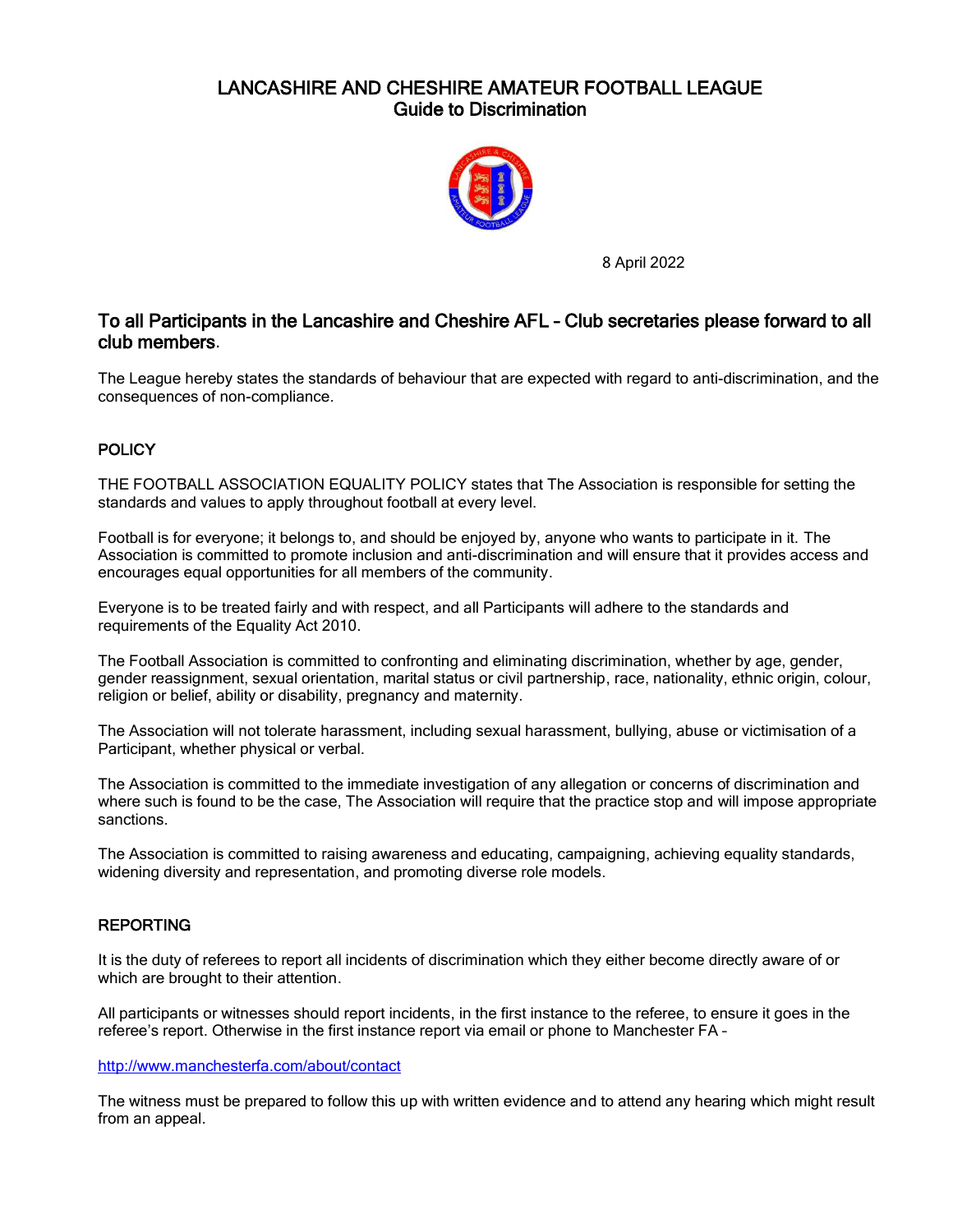# LANCASHIRE AND CHESHIRE AMATEUR FOOTBALL LEAGUE
## Guide to Discrimination

8 April 2022

## To all Participants in the Lancashire and Cheshire AFL – Club secretaries please forward to all club members.

The League hereby states the standards of behaviour that are expected with regard to anti-discrimination, and the consequences of non-compliance.

### POLICY

THE FOOTBALL ASSOCIATION EQUALITY POLICY states that The Association is responsible for setting the standards and values to apply throughout football at every level.

Football is for everyone; it belongs to, and should be enjoyed by, anyone who wants to participate in it. The Association is committed to promote inclusion and anti-discrimination and will ensure that it provides access and encourages equal opportunities for all members of the community.

Everyone is to be treated fairly and with respect, and all Participants will adhere to the standards and requirements of the Equality Act 2010.

The Football Association is committed to confronting and eliminating discrimination, whether by age, gender, gender reassignment, sexual orientation, marital status or civil partnership, race, nationality, ethnic origin, colour, religion or belief, ability or disability, pregnancy and maternity.

The Association will not tolerate harassment, including sexual harassment, bullying, abuse or victimisation of a Participant, whether physical or verbal.

The Association is committed to the immediate investigation of any allegation or concerns of discrimination and where such is found to be the case, The Association will require that the practice stop and will impose appropriate sanctions.

The Association is committed to raising awareness and educating, campaigning, achieving equality standards, widening diversity and representation, and promoting diverse role models.

### REPORTING

It is the duty of referees to report all incidents of discrimination which they either become directly aware of or which are brought to their attention.

All participants or witnesses should report incidents, in the first instance to the referee, to ensure it goes in the referee's report. Otherwise in the first instance report via email or phone to Manchester FA –

http://www.manchesterfa.com/about/contact

The witness must be prepared to follow this up with written evidence and to attend any hearing which might result from an appeal.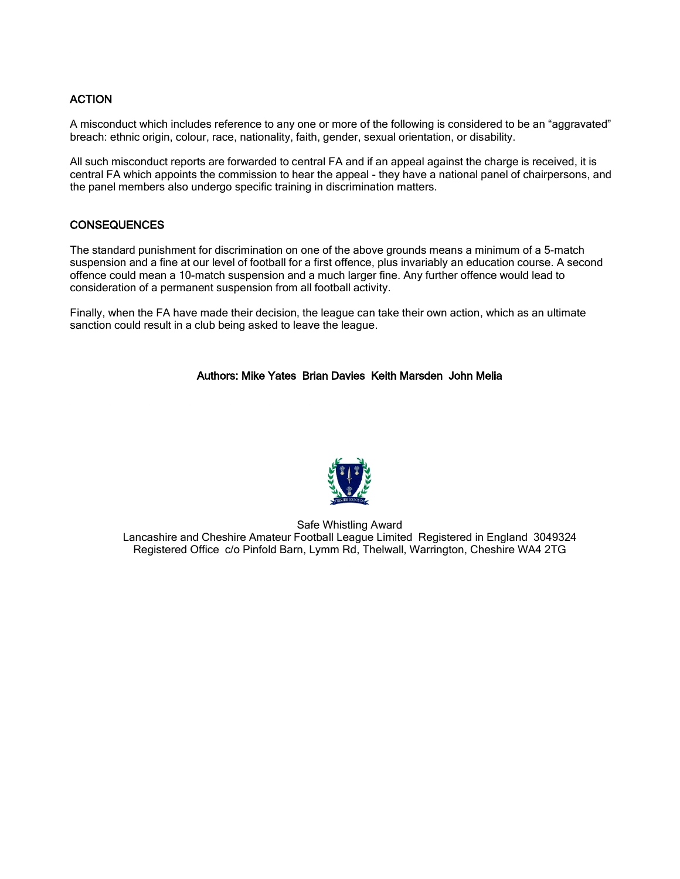## ACTION

A misconduct which includes reference to any one or more of the following is considered to be an "aggravated" breach: ethnic origin, colour, race, nationality, faith, gender, sexual orientation, or disability.

All such misconduct reports are forwarded to central FA and if an appeal against the charge is received, it is central FA which appoints the commission to hear the appeal - they have a national panel of chairpersons, and the panel members also undergo specific training in discrimination matters.

## CONSEQUENCES

The standard punishment for discrimination on one of the above grounds means a minimum of a 5-match suspension and a fine at our level of football for a first offence, plus invariably an education course. A second offence could mean a 10-match suspension and a much larger fine. Any further offence would lead to consideration of a permanent suspension from all football activity.

Finally, when the FA have made their decision, the league can take their own action, which as an ultimate sanction could result in a club being asked to leave the league.

**Authors: Mike Yates Brian Davies Keith Marsden John Melia**

Safe Whistling Award
Lancashire and Cheshire Amateur Football League Limited Registered in England 3049324
Registered Office c/o Pinfold Barn, Lymm Rd, Thelwall, Warrington, Cheshire WA4 2TG